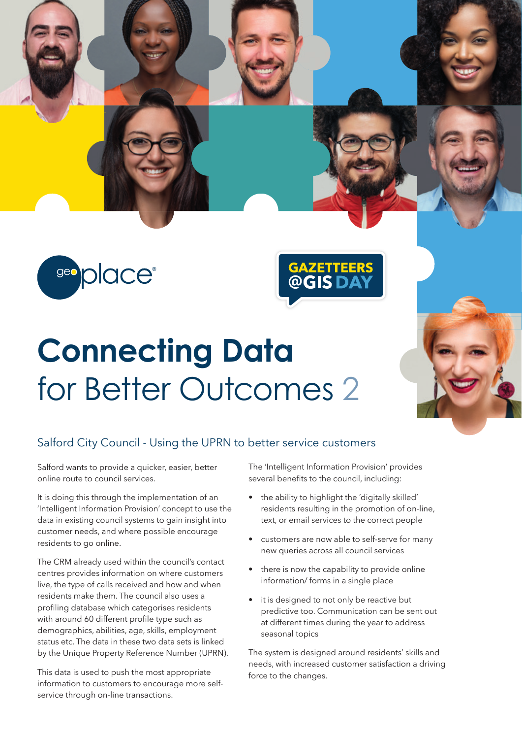geoplace®

GAZETTEERS @GIS DAY

# Connecting Data for Better Outcomes 2

## Salford City Council - Using the UPRN to better service customers

Salford wants to provide a quicker, easier, better online route to council services.

It is doing this through the implementation of an 'Intelligent Information Provision' concept to use the data in existing council systems to gain insight into customer needs, and where possible encourage residents to go online.

The CRM already used within the council's contact centres provides information on where customers live, the type of calls received and how and when residents make them. The council also uses a profiling database which categorises residents with around 60 different profile type such as demographics, abilities, age, skills, employment status etc. The data in these two data sets is linked by the Unique Property Reference Number (UPRN).

This data is used to push the most appropriate information to customers to encourage more self-service through on-line transactions.

The 'Intelligent Information Provision' provides several benefits to the council, including:

- the ability to highlight the 'digitally skilled' residents resulting in the promotion of on-line, text, or email services to the correct people
- customers are now able to self-serve for many new queries across all council services
- there is now the capability to provide online information/ forms in a single place
- it is designed to not only be reactive but predictive too. Communication can be sent out at different times during the year to address seasonal topics

The system is designed around residents' skills and needs, with increased customer satisfaction a driving force to the changes.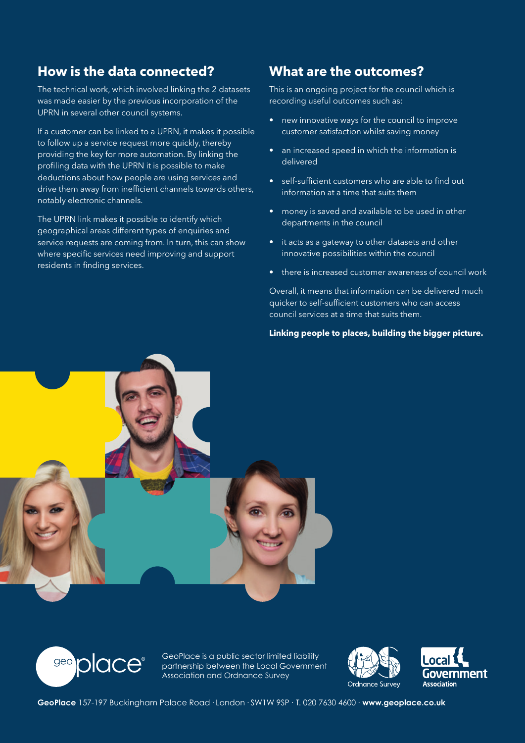## How is the data connected?

The technical work, which involved linking the 2 datasets was made easier by the previous incorporation of the UPRN in several other council systems.

If a customer can be linked to a UPRN, it makes it possible to follow up a service request more quickly, thereby providing the key for more automation. By linking the profiling data with the UPRN it is possible to make deductions about how people are using services and drive them away from inefficient channels towards others, notably electronic channels.

The UPRN link makes it possible to identify which geographical areas different types of enquiries and service requests are coming from. In turn, this can show where specific services need improving and support residents in finding services.

## What are the outcomes?

This is an ongoing project for the council which is recording useful outcomes such as:

- new innovative ways for the council to improve customer satisfaction whilst saving money
- an increased speed in which the information is delivered
- self-sufficient customers who are able to find out information at a time that suits them
- money is saved and available to be used in other departments in the council
- it acts as a gateway to other datasets and other innovative possibilities within the council
- there is increased customer awareness of council work

Overall, it means that information can be delivered much quicker to self-sufficient customers who can access council services at a time that suits them.

**Linking people to places, building the bigger picture.**

GeoPlace is a public sector limited liability partnership between the Local Government Association and Ordnance Survey

**GeoPlace** 157-197 Buckingham Palace Road · London · SW1W 9SP · T. 020 7630 4600 · **www.geoplace.co.uk**